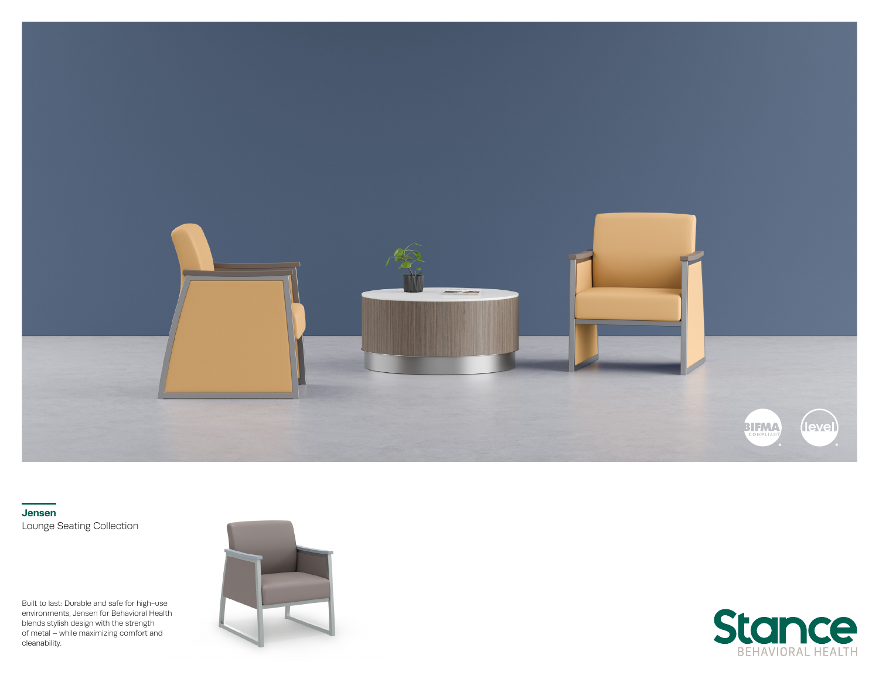## Jensen

Lounge Seating Collection

Built to last: Durable and safe for high-use environments, Jensen for Behavioral Health blends stylish design with the strength of metal – while maximizing comfort and cleanability.

Stance BEHAVIORAL HEALTH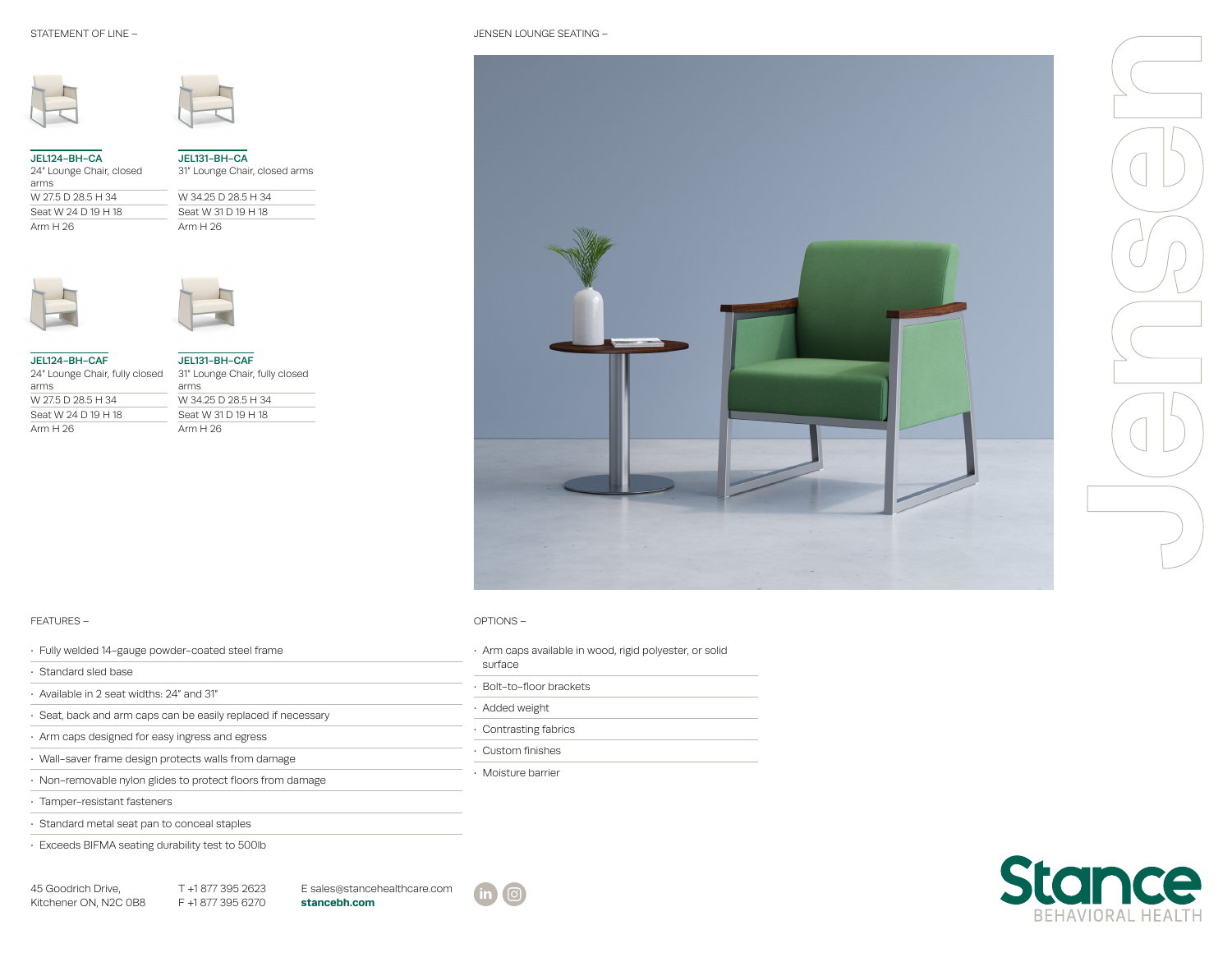## STATEMENT OF LINE –

**JEL124-BH-CA**
24" Lounge Chair, closed arms

| |
|---|
| W 27.5 D 28.5 H 34 |
| Seat W 24 D 19 H 18 |
| Arm H 26 |

**JEL131-BH-CA**
31" Lounge Chair, closed arms

| |
|---|
| W 34.25 D 28.5 H 34 |
| Seat W 31 D 19 H 18 |
| Arm H 26 |

**JEL124-BH-CAF**
24" Lounge Chair, fully closed arms

| |
|---|
| W 27.5 D 28.5 H 34 |
| Seat W 24 D 19 H 18 |
| Arm H 26 |

**JEL131-BH-CAF**
31" Lounge Chair, fully closed arms

| |
|---|
| W 34.25 D 28.5 H 34 |
| Seat W 31 D 19 H 18 |
| Arm H 26 |

## JENSEN LOUNGE SEATING –

# Jensen

## FEATURES –

- Fully welded 14-gauge powder-coated steel frame
- Standard sled base
- Available in 2 seat widths: 24" and 31"
- Seat, back and arm caps can be easily replaced if necessary
- Arm caps designed for easy ingress and egress
- Wall-saver frame design protects walls from damage
- Non-removable nylon glides to protect floors from damage
- Tamper-resistant fasteners
- Standard metal seat pan to conceal staples
- Exceeds BIFMA seating durability test to 500lb

## OPTIONS –

- Arm caps available in wood, rigid polyester, or solid surface
- Bolt-to-floor brackets
- Added weight
- Contrasting fabrics
- Custom finishes
- Moisture barrier

45 Goodrich Drive,
Kitchener ON, N2C 0B8

T +1 877 395 2623
F +1 877 395 6270

E sales@stancehealthcare.com
**stancebh.com**

Stance
BEHAVIORAL HEALTH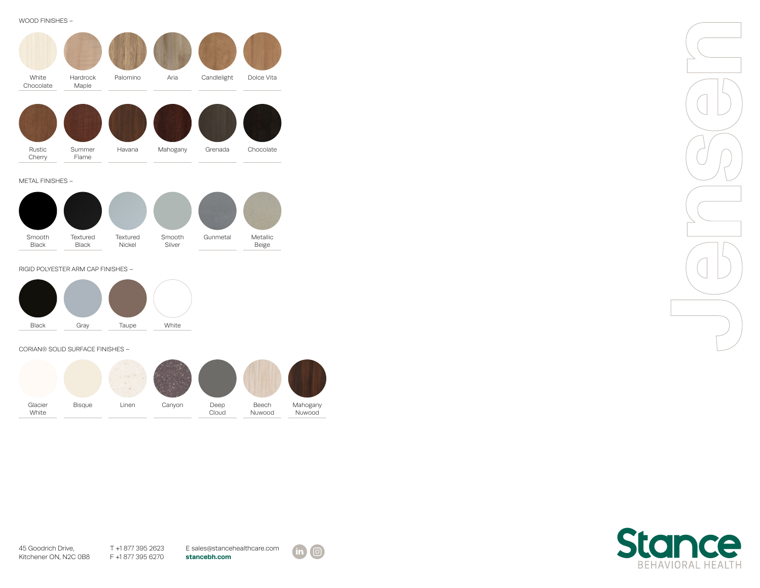## WOOD FINISHES –

- White Chocolate
- Hardrock Maple
- Palomino
- Aria
- Candlelight
- Dolce Vita
- Rustic Cherry
- Summer Flame
- Havana
- Mahogany
- Grenada
- Chocolate

## METAL FINISHES –

- Smooth Black
- Textured Black
- Textured Nickel
- Smooth Silver
- Gunmetal
- Metallic Beige

## RIGID POLYESTER ARM CAP FINISHES –

- Black
- Gray
- Taupe
- White

## CORIAN® SOLID SURFACE FINISHES –

- Glacier White
- Bisque
- Linen
- Canyon
- Deep Cloud
- Beech Nuwood
- Mahogany Nuwood

Jensen

45 Goodrich Drive,
Kitchener ON, N2C 0B8

T +1 877 395 2623
F +1 877 395 6270

E sales@stancehealthcare.com
**stancebh.com**

Stance
BEHAVIORAL HEALTH